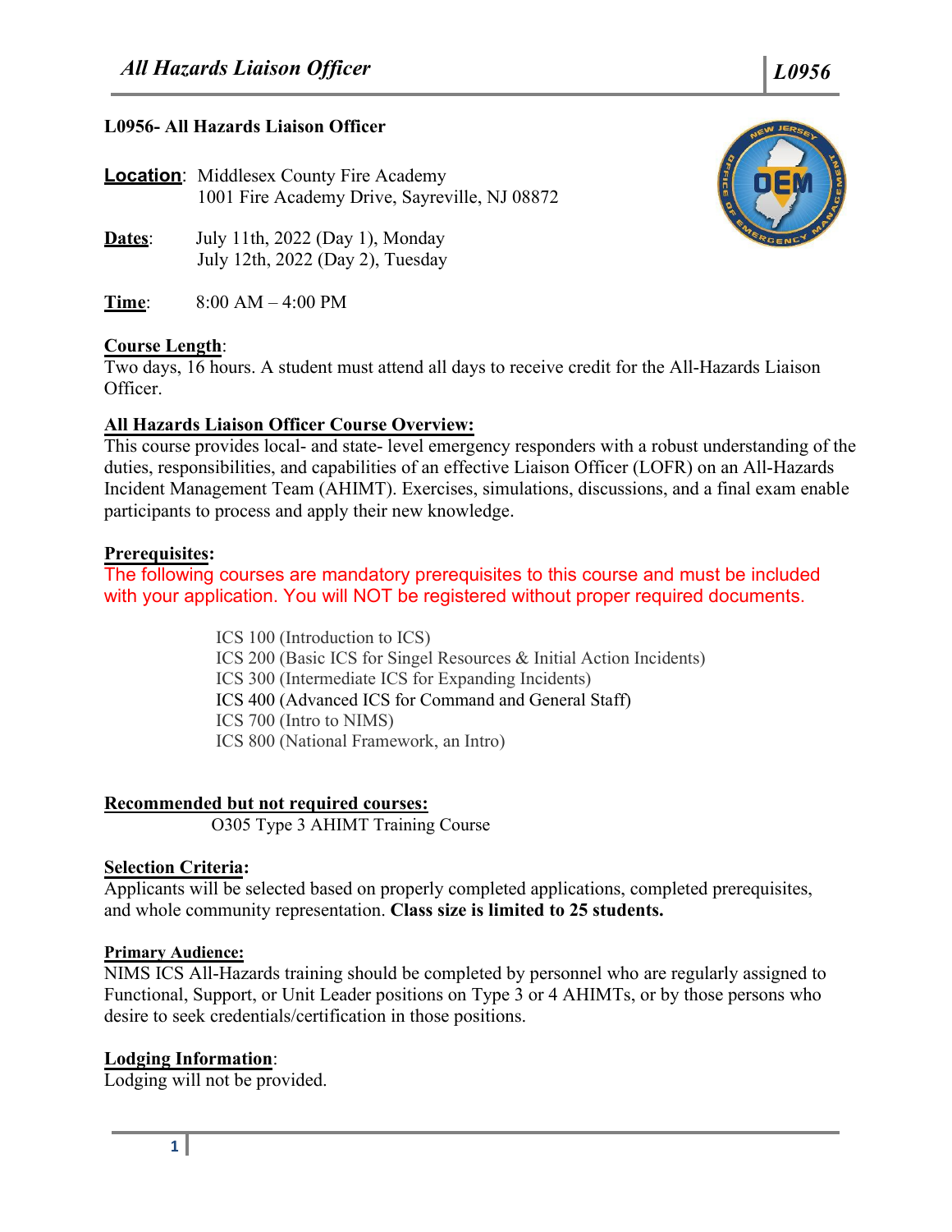## L0956- All Hazards Liaison Officer

**Location**: Middlesex County Fire Academy
1001 Fire Academy Drive, Sayreville, NJ 08872

**Dates**: July 11th, 2022 (Day 1), Monday
July 12th, 2022 (Day 2), Tuesday

**Time**: 8:00 AM – 4:00 PM

**Course Length**:
Two days, 16 hours. A student must attend all days to receive credit for the All-Hazards Liaison Officer.

**All Hazards Liaison Officer Course Overview:**
This course provides local- and state- level emergency responders with a robust understanding of the duties, responsibilities, and capabilities of an effective Liaison Officer (LOFR) on an All-Hazards Incident Management Team (AHIMT). Exercises, simulations, discussions, and a final exam enable participants to process and apply their new knowledge.

**Prerequisites:**
The following courses are mandatory prerequisites to this course and must be included with your application. You will NOT be registered without proper required documents.

- ICS 100 (Introduction to ICS)
- ICS 200 (Basic ICS for Singel Resources & Initial Action Incidents)
- ICS 300 (Intermediate ICS for Expanding Incidents)
- ICS 400 (Advanced ICS for Command and General Staff)
- ICS 700 (Intro to NIMS)
- ICS 800 (National Framework, an Intro)

**Recommended but not required courses:**
O305 Type 3 AHIMT Training Course

**Selection Criteria:**
Applicants will be selected based on properly completed applications, completed prerequisites, and whole community representation. **Class size is limited to 25 students.**

**Primary Audience:**
NIMS ICS All-Hazards training should be completed by personnel who are regularly assigned to Functional, Support, or Unit Leader positions on Type 3 or 4 AHIMTs, or by those persons who desire to seek credentials/certification in those positions.

**Lodging Information**:
Lodging will not be provided.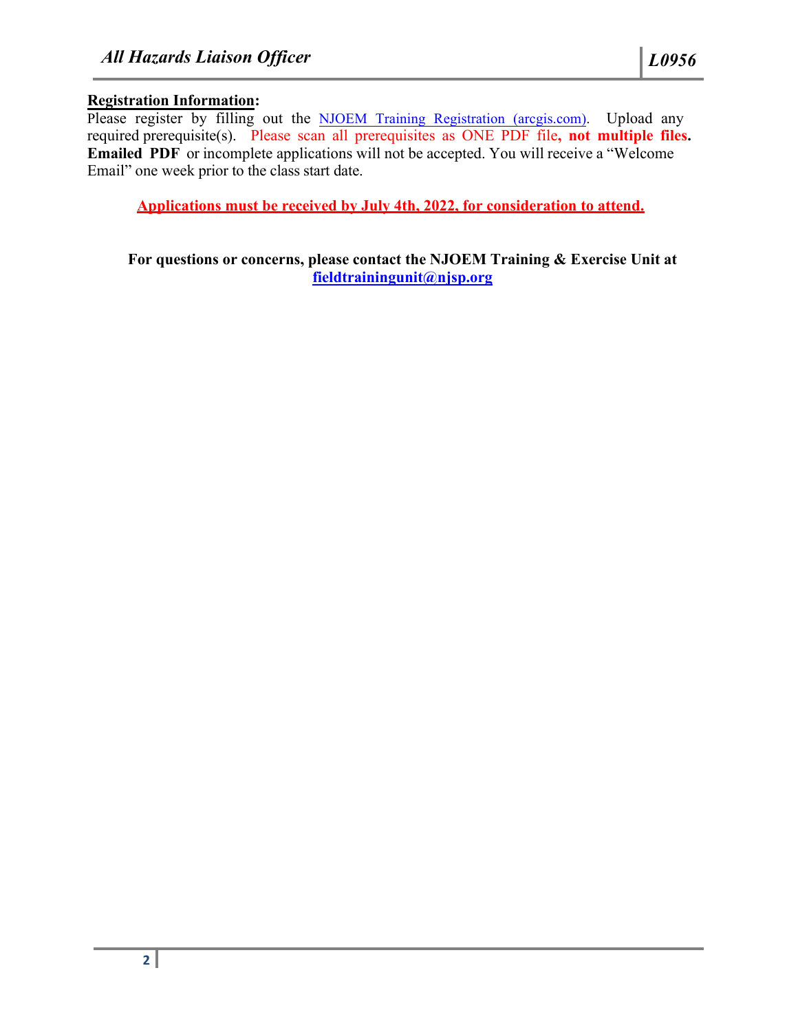**Registration Information:**

Please register by filling out the [NJOEM Training Registration (arcgis.com)](). Upload any required prerequisite(s). Please scan all prerequisites as ONE PDF file**, not multiple files. Emailed PDF** or incomplete applications will not be accepted. You will receive a "Welcome Email" one week prior to the class start date.

**Applications must be received by July 4th, 2022, for consideration to attend.**

**For questions or concerns, please contact the NJOEM Training & Exercise Unit at fieldtrainingunit@njsp.org**